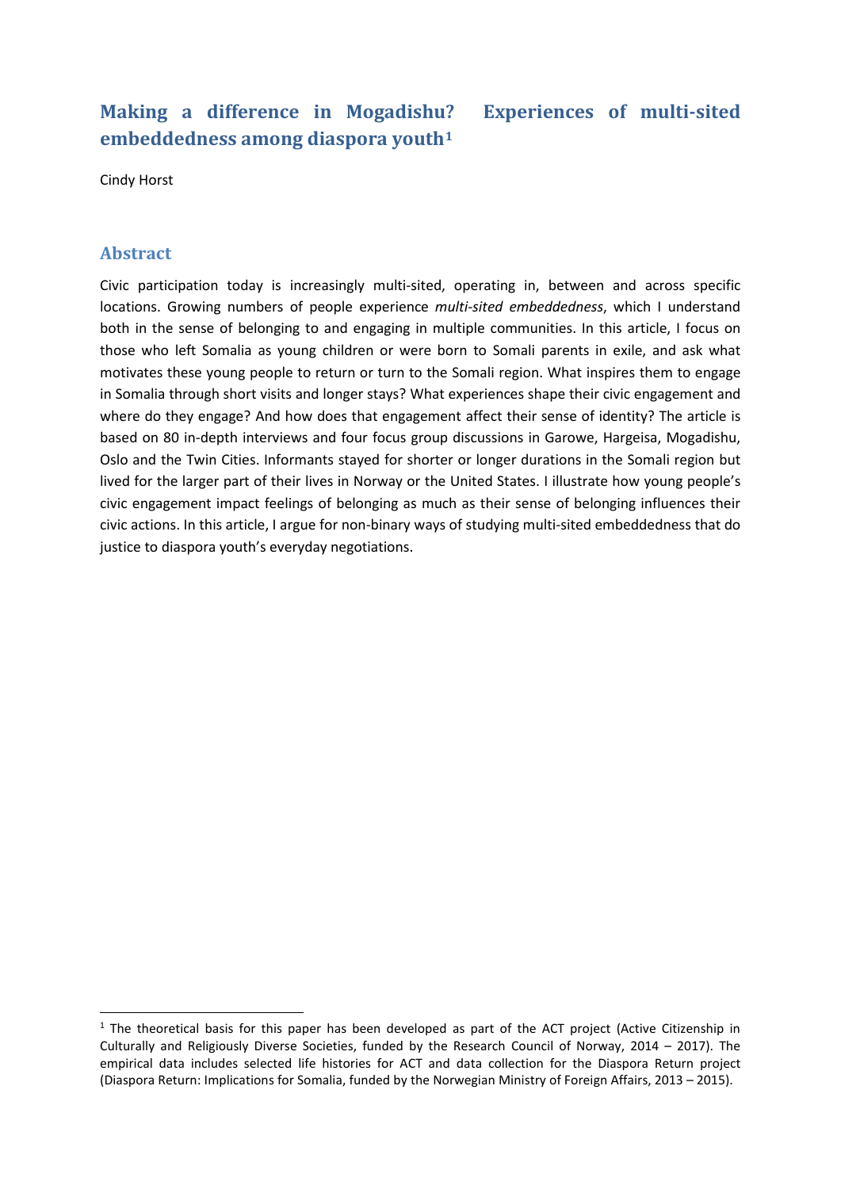# Making a difference in Mogadishu? Experiences of multi-sited embeddedness among diaspora youth[1]

Cindy Horst

## Abstract

Civic participation today is increasingly multi-sited, operating in, between and across specific locations. Growing numbers of people experience *multi-sited embeddedness*, which I understand both in the sense of belonging to and engaging in multiple communities. In this article, I focus on those who left Somalia as young children or were born to Somali parents in exile, and ask what motivates these young people to return or turn to the Somali region. What inspires them to engage in Somalia through short visits and longer stays? What experiences shape their civic engagement and where do they engage? And how does that engagement affect their sense of identity? The article is based on 80 in-depth interviews and four focus group discussions in Garowe, Hargeisa, Mogadishu, Oslo and the Twin Cities. Informants stayed for shorter or longer durations in the Somali region but lived for the larger part of their lives in Norway or the United States. I illustrate how young people's civic engagement impact feelings of belonging as much as their sense of belonging influences their civic actions. In this article, I argue for non-binary ways of studying multi-sited embeddedness that do justice to diaspora youth's everyday negotiations.

---

[1] The theoretical basis for this paper has been developed as part of the ACT project (Active Citizenship in Culturally and Religiously Diverse Societies, funded by the Research Council of Norway, 2014 – 2017). The empirical data includes selected life histories for ACT and data collection for the Diaspora Return project (Diaspora Return: Implications for Somalia, funded by the Norwegian Ministry of Foreign Affairs, 2013 – 2015).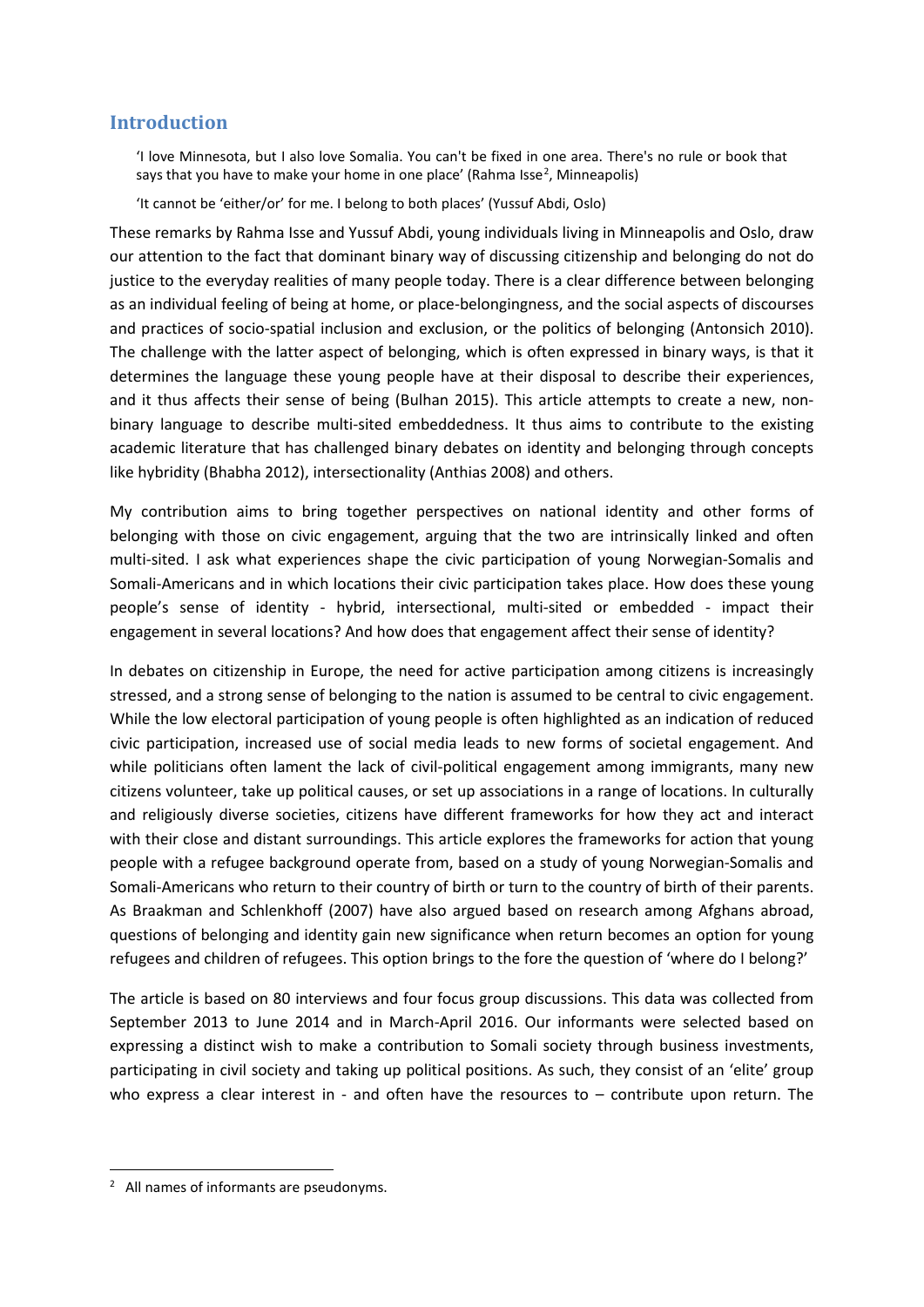## Introduction

> 'I love Minnesota, but I also love Somalia. You can't be fixed in one area. There's no rule or book that says that you have to make your home in one place' (Rahma Isse[2], Minneapolis)
>
> 'It cannot be 'either/or' for me. I belong to both places' (Yussuf Abdi, Oslo)

These remarks by Rahma Isse and Yussuf Abdi, young individuals living in Minneapolis and Oslo, draw our attention to the fact that dominant binary way of discussing citizenship and belonging do not do justice to the everyday realities of many people today. There is a clear difference between belonging as an individual feeling of being at home, or place-belongingness, and the social aspects of discourses and practices of socio-spatial inclusion and exclusion, or the politics of belonging (Antonsich 2010). The challenge with the latter aspect of belonging, which is often expressed in binary ways, is that it determines the language these young people have at their disposal to describe their experiences, and it thus affects their sense of being (Bulhan 2015). This article attempts to create a new, non-binary language to describe multi-sited embeddedness. It thus aims to contribute to the existing academic literature that has challenged binary debates on identity and belonging through concepts like hybridity (Bhabha 2012), intersectionality (Anthias 2008) and others.

My contribution aims to bring together perspectives on national identity and other forms of belonging with those on civic engagement, arguing that the two are intrinsically linked and often multi-sited. I ask what experiences shape the civic participation of young Norwegian-Somalis and Somali-Americans and in which locations their civic participation takes place. How does these young people's sense of identity - hybrid, intersectional, multi-sited or embedded - impact their engagement in several locations? And how does that engagement affect their sense of identity?

In debates on citizenship in Europe, the need for active participation among citizens is increasingly stressed, and a strong sense of belonging to the nation is assumed to be central to civic engagement. While the low electoral participation of young people is often highlighted as an indication of reduced civic participation, increased use of social media leads to new forms of societal engagement. And while politicians often lament the lack of civil-political engagement among immigrants, many new citizens volunteer, take up political causes, or set up associations in a range of locations. In culturally and religiously diverse societies, citizens have different frameworks for how they act and interact with their close and distant surroundings. This article explores the frameworks for action that young people with a refugee background operate from, based on a study of young Norwegian-Somalis and Somali-Americans who return to their country of birth or turn to the country of birth of their parents. As Braakman and Schlenkhoff (2007) have also argued based on research among Afghans abroad, questions of belonging and identity gain new significance when return becomes an option for young refugees and children of refugees. This option brings to the fore the question of 'where do I belong?'

The article is based on 80 interviews and four focus group discussions. This data was collected from September 2013 to June 2014 and in March-April 2016. Our informants were selected based on expressing a distinct wish to make a contribution to Somali society through business investments, participating in civil society and taking up political positions. As such, they consist of an 'elite' group who express a clear interest in - and often have the resources to – contribute upon return. The

[2] All names of informants are pseudonyms.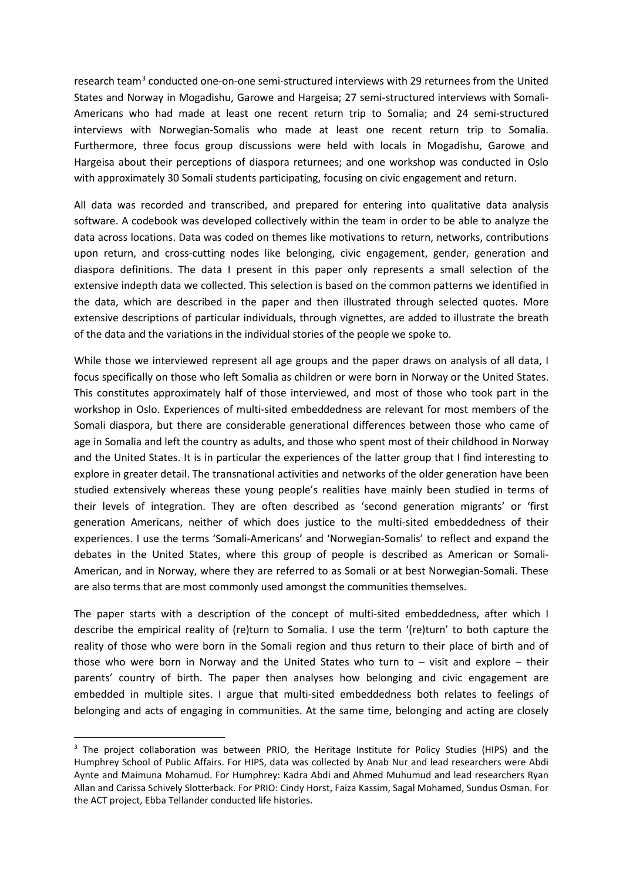research team[3] conducted one-on-one semi-structured interviews with 29 returnees from the United States and Norway in Mogadishu, Garowe and Hargeisa; 27 semi-structured interviews with Somali-Americans who had made at least one recent return trip to Somalia; and 24 semi-structured interviews with Norwegian-Somalis who made at least one recent return trip to Somalia. Furthermore, three focus group discussions were held with locals in Mogadishu, Garowe and Hargeisa about their perceptions of diaspora returnees; and one workshop was conducted in Oslo with approximately 30 Somali students participating, focusing on civic engagement and return.

All data was recorded and transcribed, and prepared for entering into qualitative data analysis software. A codebook was developed collectively within the team in order to be able to analyze the data across locations. Data was coded on themes like motivations to return, networks, contributions upon return, and cross-cutting nodes like belonging, civic engagement, gender, generation and diaspora definitions. The data I present in this paper only represents a small selection of the extensive indepth data we collected. This selection is based on the common patterns we identified in the data, which are described in the paper and then illustrated through selected quotes. More extensive descriptions of particular individuals, through vignettes, are added to illustrate the breath of the data and the variations in the individual stories of the people we spoke to.

While those we interviewed represent all age groups and the paper draws on analysis of all data, I focus specifically on those who left Somalia as children or were born in Norway or the United States. This constitutes approximately half of those interviewed, and most of those who took part in the workshop in Oslo. Experiences of multi-sited embeddedness are relevant for most members of the Somali diaspora, but there are considerable generational differences between those who came of age in Somalia and left the country as adults, and those who spent most of their childhood in Norway and the United States. It is in particular the experiences of the latter group that I find interesting to explore in greater detail. The transnational activities and networks of the older generation have been studied extensively whereas these young people's realities have mainly been studied in terms of their levels of integration. They are often described as 'second generation migrants' or 'first generation Americans, neither of which does justice to the multi-sited embeddedness of their experiences. I use the terms 'Somali-Americans' and 'Norwegian-Somalis' to reflect and expand the debates in the United States, where this group of people is described as American or Somali-American, and in Norway, where they are referred to as Somali or at best Norwegian-Somali. These are also terms that are most commonly used amongst the communities themselves.

The paper starts with a description of the concept of multi-sited embeddedness, after which I describe the empirical reality of (re)turn to Somalia. I use the term '(re)turn' to both capture the reality of those who were born in the Somali region and thus return to their place of birth and of those who were born in Norway and the United States who turn to – visit and explore – their parents' country of birth. The paper then analyses how belonging and civic engagement are embedded in multiple sites. I argue that multi-sited embeddedness both relates to feelings of belonging and acts of engaging in communities. At the same time, belonging and acting are closely

---

[3] The project collaboration was between PRIO, the Heritage Institute for Policy Studies (HIPS) and the Humphrey School of Public Affairs. For HIPS, data was collected by Anab Nur and lead researchers were Abdi Aynte and Maimuna Mohamud. For Humphrey: Kadra Abdi and Ahmed Muhumud and lead researchers Ryan Allan and Carissa Schively Slotterback. For PRIO: Cindy Horst, Faiza Kassim, Sagal Mohamed, Sundus Osman. For the ACT project, Ebba Tellander conducted life histories.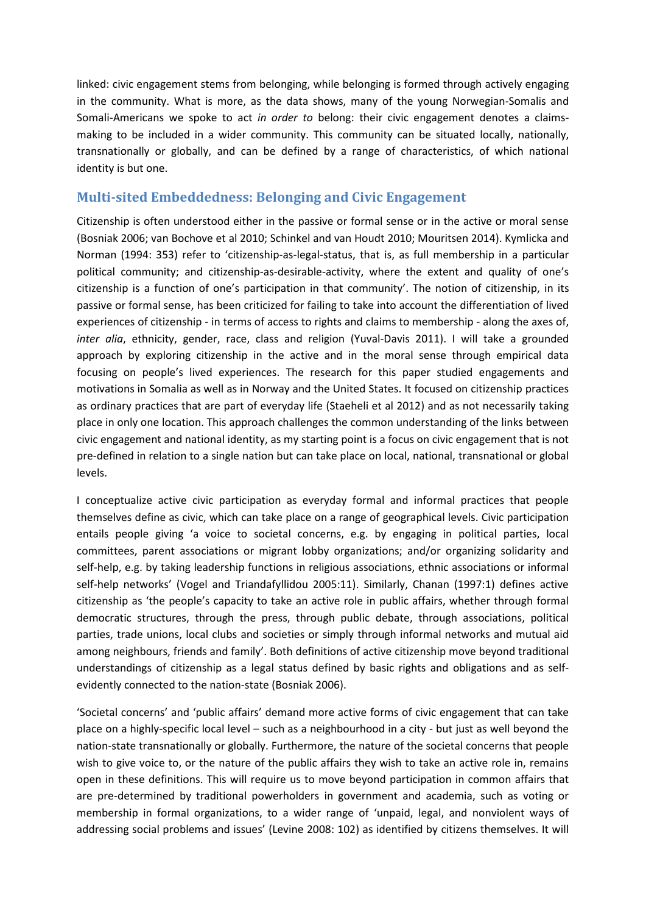linked: civic engagement stems from belonging, while belonging is formed through actively engaging in the community. What is more, as the data shows, many of the young Norwegian-Somalis and Somali-Americans we spoke to act *in order to* belong: their civic engagement denotes a claims-making to be included in a wider community. This community can be situated locally, nationally, transnationally or globally, and can be defined by a range of characteristics, of which national identity is but one.

## Multi-sited Embeddedness: Belonging and Civic Engagement

Citizenship is often understood either in the passive or formal sense or in the active or moral sense (Bosniak 2006; van Bochove et al 2010; Schinkel and van Houdt 2010; Mouritsen 2014). Kymlicka and Norman (1994: 353) refer to 'citizenship-as-legal-status, that is, as full membership in a particular political community; and citizenship-as-desirable-activity, where the extent and quality of one's citizenship is a function of one's participation in that community'. The notion of citizenship, in its passive or formal sense, has been criticized for failing to take into account the differentiation of lived experiences of citizenship - in terms of access to rights and claims to membership - along the axes of, *inter alia*, ethnicity, gender, race, class and religion (Yuval-Davis 2011). I will take a grounded approach by exploring citizenship in the active and in the moral sense through empirical data focusing on people's lived experiences. The research for this paper studied engagements and motivations in Somalia as well as in Norway and the United States. It focused on citizenship practices as ordinary practices that are part of everyday life (Staeheli et al 2012) and as not necessarily taking place in only one location. This approach challenges the common understanding of the links between civic engagement and national identity, as my starting point is a focus on civic engagement that is not pre-defined in relation to a single nation but can take place on local, national, transnational or global levels.

I conceptualize active civic participation as everyday formal and informal practices that people themselves define as civic, which can take place on a range of geographical levels. Civic participation entails people giving 'a voice to societal concerns, e.g. by engaging in political parties, local committees, parent associations or migrant lobby organizations; and/or organizing solidarity and self-help, e.g. by taking leadership functions in religious associations, ethnic associations or informal self-help networks' (Vogel and Triandafyllidou 2005:11). Similarly, Chanan (1997:1) defines active citizenship as 'the people's capacity to take an active role in public affairs, whether through formal democratic structures, through the press, through public debate, through associations, political parties, trade unions, local clubs and societies or simply through informal networks and mutual aid among neighbours, friends and family'. Both definitions of active citizenship move beyond traditional understandings of citizenship as a legal status defined by basic rights and obligations and as self-evidently connected to the nation-state (Bosniak 2006).

'Societal concerns' and 'public affairs' demand more active forms of civic engagement that can take place on a highly-specific local level – such as a neighbourhood in a city - but just as well beyond the nation-state transnationally or globally. Furthermore, the nature of the societal concerns that people wish to give voice to, or the nature of the public affairs they wish to take an active role in, remains open in these definitions. This will require us to move beyond participation in common affairs that are pre-determined by traditional powerholders in government and academia, such as voting or membership in formal organizations, to a wider range of 'unpaid, legal, and nonviolent ways of addressing social problems and issues' (Levine 2008: 102) as identified by citizens themselves. It will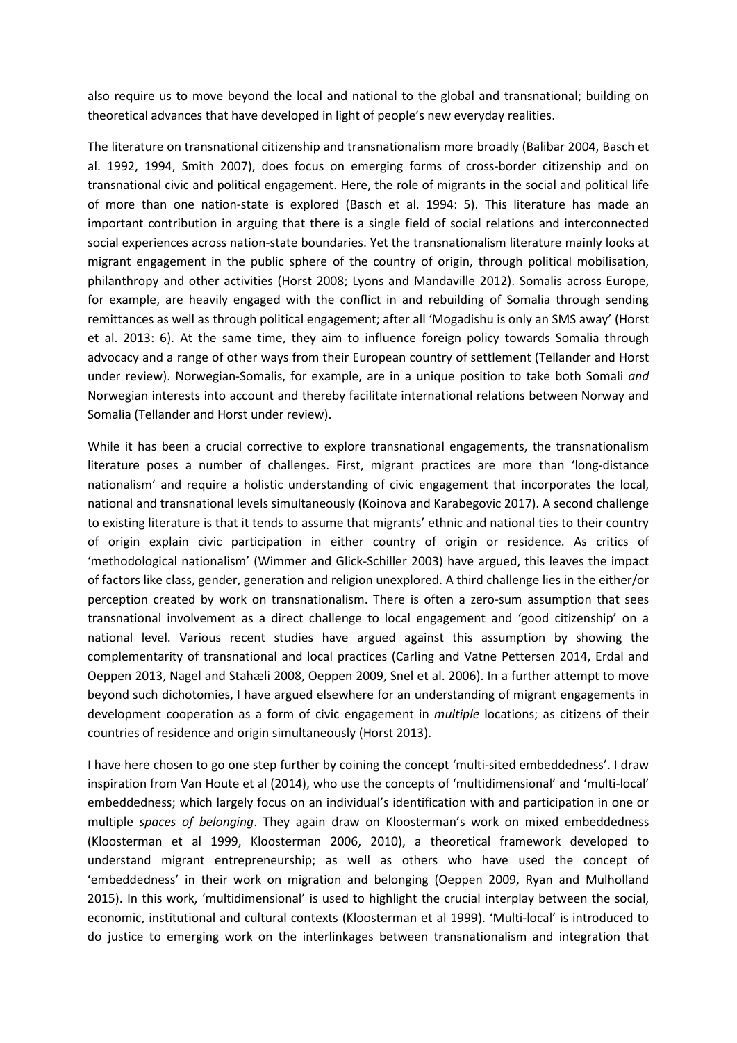also require us to move beyond the local and national to the global and transnational; building on theoretical advances that have developed in light of people's new everyday realities.

The literature on transnational citizenship and transnationalism more broadly (Balibar 2004, Basch et al. 1992, 1994, Smith 2007), does focus on emerging forms of cross-border citizenship and on transnational civic and political engagement. Here, the role of migrants in the social and political life of more than one nation-state is explored (Basch et al. 1994: 5). This literature has made an important contribution in arguing that there is a single field of social relations and interconnected social experiences across nation-state boundaries. Yet the transnationalism literature mainly looks at migrant engagement in the public sphere of the country of origin, through political mobilisation, philanthropy and other activities (Horst 2008; Lyons and Mandaville 2012). Somalis across Europe, for example, are heavily engaged with the conflict in and rebuilding of Somalia through sending remittances as well as through political engagement; after all 'Mogadishu is only an SMS away' (Horst et al. 2013: 6). At the same time, they aim to influence foreign policy towards Somalia through advocacy and a range of other ways from their European country of settlement (Tellander and Horst under review). Norwegian-Somalis, for example, are in a unique position to take both Somali *and* Norwegian interests into account and thereby facilitate international relations between Norway and Somalia (Tellander and Horst under review).

While it has been a crucial corrective to explore transnational engagements, the transnationalism literature poses a number of challenges. First, migrant practices are more than 'long-distance nationalism' and require a holistic understanding of civic engagement that incorporates the local, national and transnational levels simultaneously (Koinova and Karabegovic 2017). A second challenge to existing literature is that it tends to assume that migrants' ethnic and national ties to their country of origin explain civic participation in either country of origin or residence. As critics of 'methodological nationalism' (Wimmer and Glick-Schiller 2003) have argued, this leaves the impact of factors like class, gender, generation and religion unexplored. A third challenge lies in the either/or perception created by work on transnationalism. There is often a zero-sum assumption that sees transnational involvement as a direct challenge to local engagement and 'good citizenship' on a national level. Various recent studies have argued against this assumption by showing the complementarity of transnational and local practices (Carling and Vatne Pettersen 2014, Erdal and Oeppen 2013, Nagel and Stahæli 2008, Oeppen 2009, Snel et al. 2006). In a further attempt to move beyond such dichotomies, I have argued elsewhere for an understanding of migrant engagements in development cooperation as a form of civic engagement in *multiple* locations; as citizens of their countries of residence and origin simultaneously (Horst 2013).

I have here chosen to go one step further by coining the concept 'multi-sited embeddedness'. I draw inspiration from Van Houte et al (2014), who use the concepts of 'multidimensional' and 'multi-local' embeddedness; which largely focus on an individual's identification with and participation in one or multiple *spaces of belonging*. They again draw on Kloosterman's work on mixed embeddedness (Kloosterman et al 1999, Kloosterman 2006, 2010), a theoretical framework developed to understand migrant entrepreneurship; as well as others who have used the concept of 'embeddedness' in their work on migration and belonging (Oeppen 2009, Ryan and Mulholland 2015). In this work, 'multidimensional' is used to highlight the crucial interplay between the social, economic, institutional and cultural contexts (Kloosterman et al 1999). 'Multi-local' is introduced to do justice to emerging work on the interlinkages between transnationalism and integration that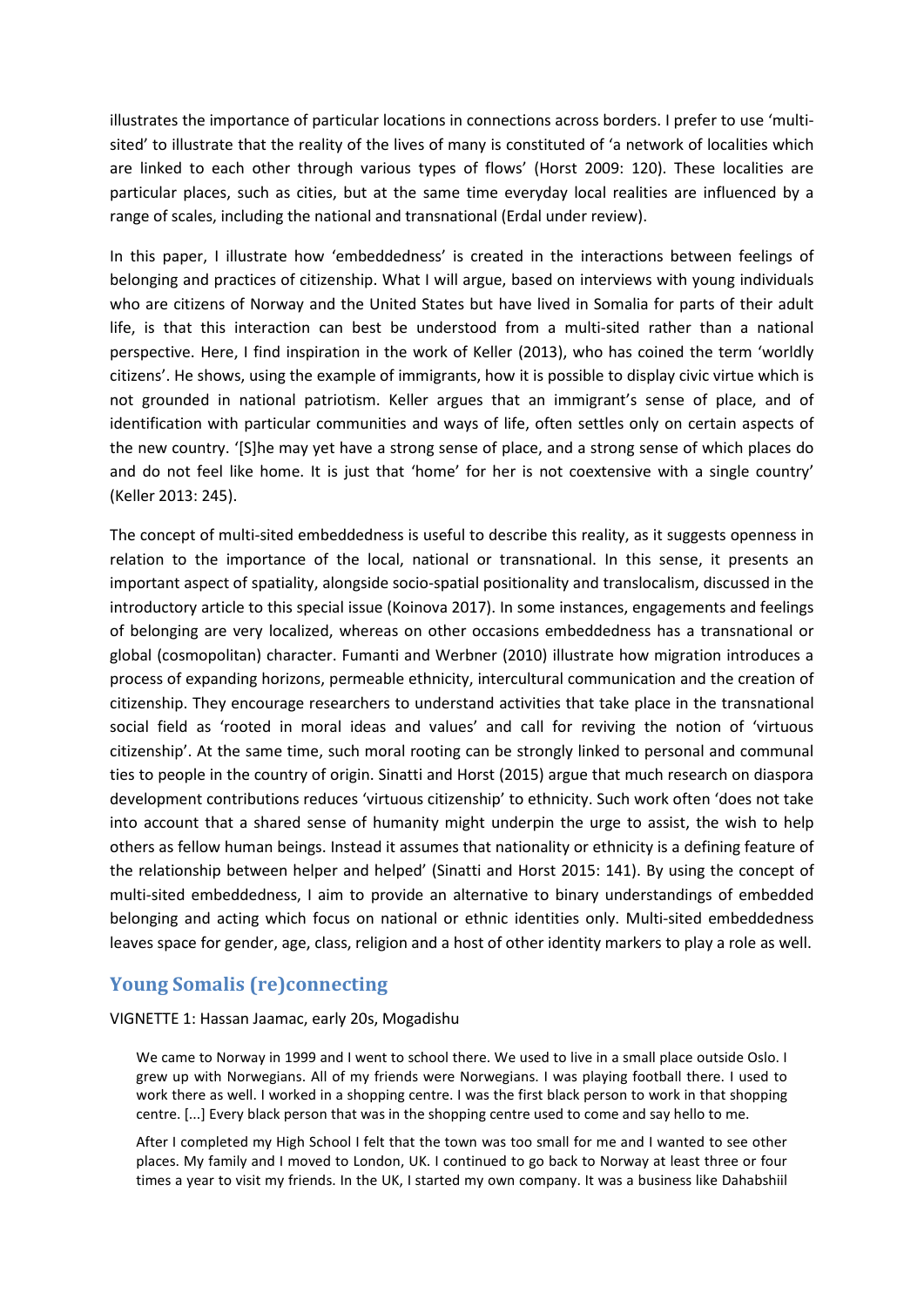illustrates the importance of particular locations in connections across borders. I prefer to use 'multi-sited' to illustrate that the reality of the lives of many is constituted of 'a network of localities which are linked to each other through various types of flows' (Horst 2009: 120). These localities are particular places, such as cities, but at the same time everyday local realities are influenced by a range of scales, including the national and transnational (Erdal under review).

In this paper, I illustrate how 'embeddedness' is created in the interactions between feelings of belonging and practices of citizenship. What I will argue, based on interviews with young individuals who are citizens of Norway and the United States but have lived in Somalia for parts of their adult life, is that this interaction can best be understood from a multi-sited rather than a national perspective. Here, I find inspiration in the work of Keller (2013), who has coined the term 'worldly citizens'. He shows, using the example of immigrants, how it is possible to display civic virtue which is not grounded in national patriotism. Keller argues that an immigrant's sense of place, and of identification with particular communities and ways of life, often settles only on certain aspects of the new country. '[S]he may yet have a strong sense of place, and a strong sense of which places do and do not feel like home. It is just that 'home' for her is not coextensive with a single country' (Keller 2013: 245).

The concept of multi-sited embeddedness is useful to describe this reality, as it suggests openness in relation to the importance of the local, national or transnational. In this sense, it presents an important aspect of spatiality, alongside socio-spatial positionality and translocalism, discussed in the introductory article to this special issue (Koinova 2017). In some instances, engagements and feelings of belonging are very localized, whereas on other occasions embeddedness has a transnational or global (cosmopolitan) character. Fumanti and Werbner (2010) illustrate how migration introduces a process of expanding horizons, permeable ethnicity, intercultural communication and the creation of citizenship. They encourage researchers to understand activities that take place in the transnational social field as 'rooted in moral ideas and values' and call for reviving the notion of 'virtuous citizenship'. At the same time, such moral rooting can be strongly linked to personal and communal ties to people in the country of origin. Sinatti and Horst (2015) argue that much research on diaspora development contributions reduces 'virtuous citizenship' to ethnicity. Such work often 'does not take into account that a shared sense of humanity might underpin the urge to assist, the wish to help others as fellow human beings. Instead it assumes that nationality or ethnicity is a defining feature of the relationship between helper and helped' (Sinatti and Horst 2015: 141). By using the concept of multi-sited embeddedness, I aim to provide an alternative to binary understandings of embedded belonging and acting which focus on national or ethnic identities only. Multi-sited embeddedness leaves space for gender, age, class, religion and a host of other identity markers to play a role as well.

## Young Somalis (re)connecting

VIGNETTE 1: Hassan Jaamac, early 20s, Mogadishu

> We came to Norway in 1999 and I went to school there. We used to live in a small place outside Oslo. I grew up with Norwegians. All of my friends were Norwegians. I was playing football there. I used to work there as well. I worked in a shopping centre. I was the first black person to work in that shopping centre. [...] Every black person that was in the shopping centre used to come and say hello to me.
>
> After I completed my High School I felt that the town was too small for me and I wanted to see other places. My family and I moved to London, UK. I continued to go back to Norway at least three or four times a year to visit my friends. In the UK, I started my own company. It was a business like Dahabshiil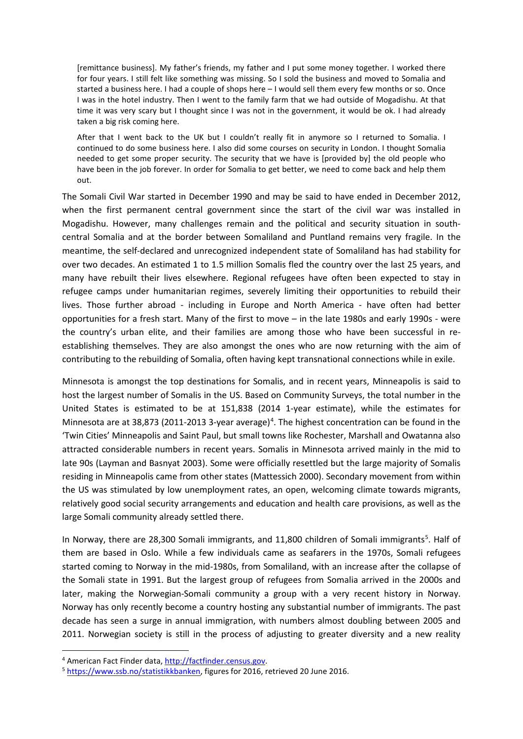> [remittance business]. My father's friends, my father and I put some money together. I worked there for four years. I still felt like something was missing. So I sold the business and moved to Somalia and started a business here. I had a couple of shops here – I would sell them every few months or so. Once I was in the hotel industry. Then I went to the family farm that we had outside of Mogadishu. At that time it was very scary but I thought since I was not in the government, it would be ok. I had already taken a big risk coming here.
>
> After that I went back to the UK but I couldn't really fit in anymore so I returned to Somalia. I continued to do some business here. I also did some courses on security in London. I thought Somalia needed to get some proper security. The security that we have is [provided by] the old people who have been in the job forever. In order for Somalia to get better, we need to come back and help them out.

The Somali Civil War started in December 1990 and may be said to have ended in December 2012, when the first permanent central government since the start of the civil war was installed in Mogadishu. However, many challenges remain and the political and security situation in south-central Somalia and at the border between Somaliland and Puntland remains very fragile. In the meantime, the self-declared and unrecognized independent state of Somaliland has had stability for over two decades. An estimated 1 to 1.5 million Somalis fled the country over the last 25 years, and many have rebuilt their lives elsewhere. Regional refugees have often been expected to stay in refugee camps under humanitarian regimes, severely limiting their opportunities to rebuild their lives. Those further abroad - including in Europe and North America - have often had better opportunities for a fresh start. Many of the first to move – in the late 1980s and early 1990s - were the country's urban elite, and their families are among those who have been successful in re-establishing themselves. They are also amongst the ones who are now returning with the aim of contributing to the rebuilding of Somalia, often having kept transnational connections while in exile.

Minnesota is amongst the top destinations for Somalis, and in recent years, Minneapolis is said to host the largest number of Somalis in the US. Based on Community Surveys, the total number in the United States is estimated to be at 151,838 (2014 1-year estimate), while the estimates for Minnesota are at 38,873 (2011-2013 3-year average)[4]. The highest concentration can be found in the 'Twin Cities' Minneapolis and Saint Paul, but small towns like Rochester, Marshall and Owatanna also attracted considerable numbers in recent years. Somalis in Minnesota arrived mainly in the mid to late 90s (Layman and Basnyat 2003). Some were officially resettled but the large majority of Somalis residing in Minneapolis came from other states (Mattessich 2000). Secondary movement from within the US was stimulated by low unemployment rates, an open, welcoming climate towards migrants, relatively good social security arrangements and education and health care provisions, as well as the large Somali community already settled there.

In Norway, there are 28,300 Somali immigrants, and 11,800 children of Somali immigrants[5]. Half of them are based in Oslo. While a few individuals came as seafarers in the 1970s, Somali refugees started coming to Norway in the mid-1980s, from Somaliland, with an increase after the collapse of the Somali state in 1991. But the largest group of refugees from Somalia arrived in the 2000s and later, making the Norwegian-Somali community a group with a very recent history in Norway. Norway has only recently become a country hosting any substantial number of immigrants. The past decade has seen a surge in annual immigration, with numbers almost doubling between 2005 and 2011. Norwegian society is still in the process of adjusting to greater diversity and a new reality

[4] American Fact Finder data, http://factfinder.census.gov.

[5] https://www.ssb.no/statistikkbanken, figures for 2016, retrieved 20 June 2016.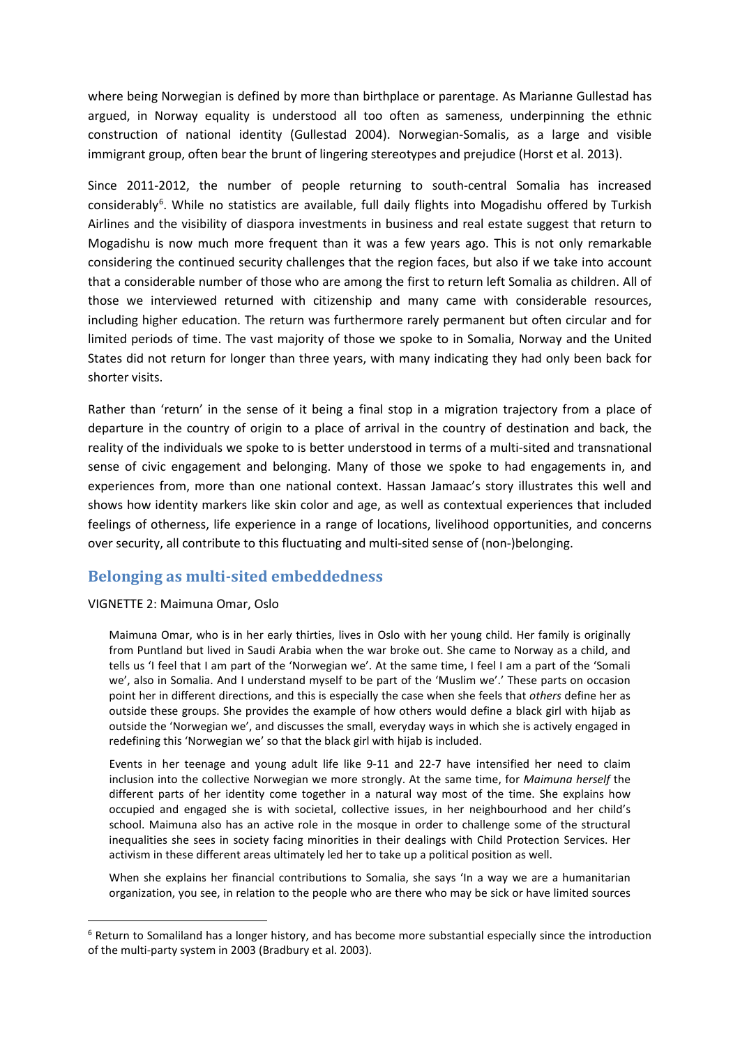where being Norwegian is defined by more than birthplace or parentage. As Marianne Gullestad has argued, in Norway equality is understood all too often as sameness, underpinning the ethnic construction of national identity (Gullestad 2004). Norwegian-Somalis, as a large and visible immigrant group, often bear the brunt of lingering stereotypes and prejudice (Horst et al. 2013).

Since 2011-2012, the number of people returning to south-central Somalia has increased considerably[6]. While no statistics are available, full daily flights into Mogadishu offered by Turkish Airlines and the visibility of diaspora investments in business and real estate suggest that return to Mogadishu is now much more frequent than it was a few years ago. This is not only remarkable considering the continued security challenges that the region faces, but also if we take into account that a considerable number of those who are among the first to return left Somalia as children. All of those we interviewed returned with citizenship and many came with considerable resources, including higher education. The return was furthermore rarely permanent but often circular and for limited periods of time. The vast majority of those we spoke to in Somalia, Norway and the United States did not return for longer than three years, with many indicating they had only been back for shorter visits.

Rather than 'return' in the sense of it being a final stop in a migration trajectory from a place of departure in the country of origin to a place of arrival in the country of destination and back, the reality of the individuals we spoke to is better understood in terms of a multi-sited and transnational sense of civic engagement and belonging. Many of those we spoke to had engagements in, and experiences from, more than one national context. Hassan Jamaac's story illustrates this well and shows how identity markers like skin color and age, as well as contextual experiences that included feelings of otherness, life experience in a range of locations, livelihood opportunities, and concerns over security, all contribute to this fluctuating and multi-sited sense of (non-)belonging.

## Belonging as multi-sited embeddedness

VIGNETTE 2: Maimuna Omar, Oslo

> Maimuna Omar, who is in her early thirties, lives in Oslo with her young child. Her family is originally from Puntland but lived in Saudi Arabia when the war broke out. She came to Norway as a child, and tells us 'I feel that I am part of the 'Norwegian we'. At the same time, I feel I am a part of the 'Somali we', also in Somalia. And I understand myself to be part of the 'Muslim we'.' These parts on occasion point her in different directions, and this is especially the case when she feels that *others* define her as outside these groups. She provides the example of how others would define a black girl with hijab as outside the 'Norwegian we', and discusses the small, everyday ways in which she is actively engaged in redefining this 'Norwegian we' so that the black girl with hijab is included.
>
> Events in her teenage and young adult life like 9-11 and 22-7 have intensified her need to claim inclusion into the collective Norwegian we more strongly. At the same time, for *Maimuna herself* the different parts of her identity come together in a natural way most of the time. She explains how occupied and engaged she is with societal, collective issues, in her neighbourhood and her child's school. Maimuna also has an active role in the mosque in order to challenge some of the structural inequalities she sees in society facing minorities in their dealings with Child Protection Services. Her activism in these different areas ultimately led her to take up a political position as well.
>
> When she explains her financial contributions to Somalia, she says 'In a way we are a humanitarian organization, you see, in relation to the people who are there who may be sick or have limited sources

[6] Return to Somaliland has a longer history, and has become more substantial especially since the introduction of the multi-party system in 2003 (Bradbury et al. 2003).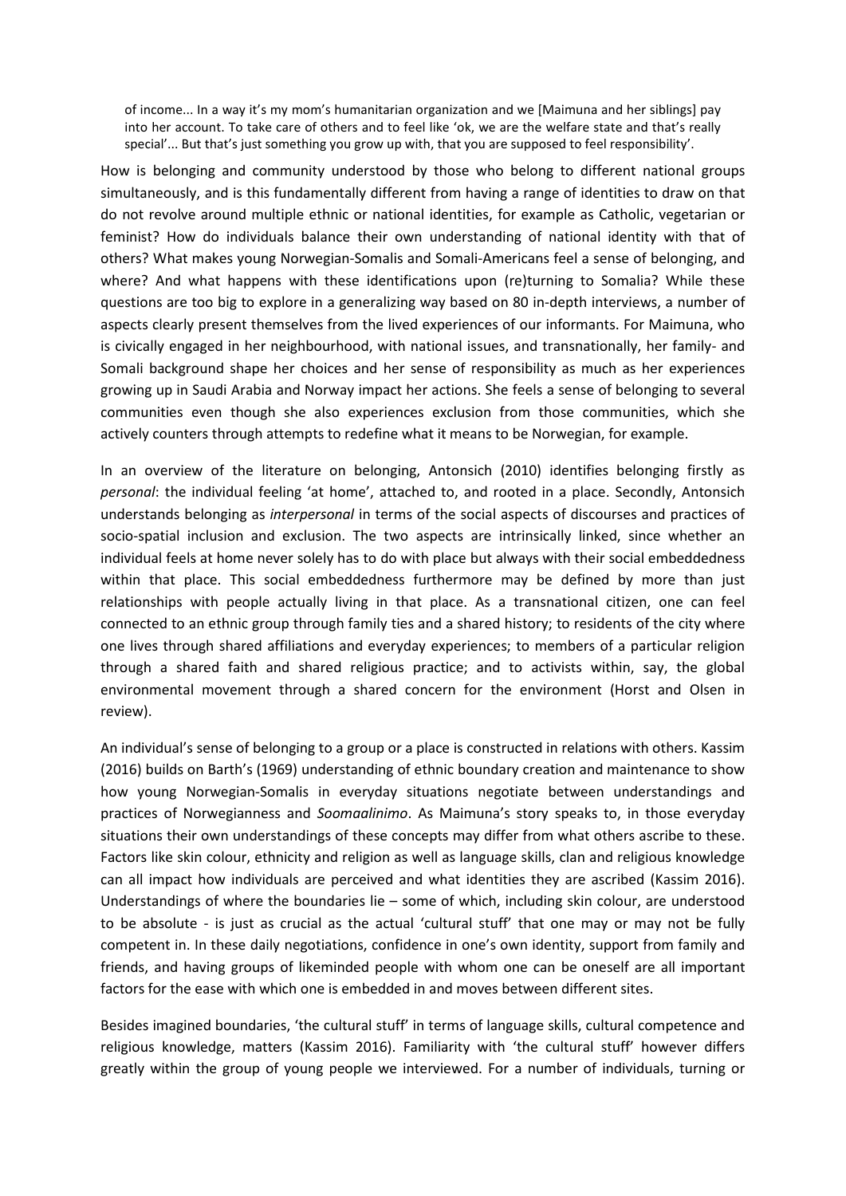> of income... In a way it's my mom's humanitarian organization and we [Maimuna and her siblings] pay into her account. To take care of others and to feel like 'ok, we are the welfare state and that's really special'... But that's just something you grow up with, that you are supposed to feel responsibility'.

How is belonging and community understood by those who belong to different national groups simultaneously, and is this fundamentally different from having a range of identities to draw on that do not revolve around multiple ethnic or national identities, for example as Catholic, vegetarian or feminist? How do individuals balance their own understanding of national identity with that of others? What makes young Norwegian-Somalis and Somali-Americans feel a sense of belonging, and where? And what happens with these identifications upon (re)turning to Somalia? While these questions are too big to explore in a generalizing way based on 80 in-depth interviews, a number of aspects clearly present themselves from the lived experiences of our informants. For Maimuna, who is civically engaged in her neighbourhood, with national issues, and transnationally, her family- and Somali background shape her choices and her sense of responsibility as much as her experiences growing up in Saudi Arabia and Norway impact her actions. She feels a sense of belonging to several communities even though she also experiences exclusion from those communities, which she actively counters through attempts to redefine what it means to be Norwegian, for example.

In an overview of the literature on belonging, Antonsich (2010) identifies belonging firstly as *personal*: the individual feeling 'at home', attached to, and rooted in a place. Secondly, Antonsich understands belonging as *interpersonal* in terms of the social aspects of discourses and practices of socio-spatial inclusion and exclusion. The two aspects are intrinsically linked, since whether an individual feels at home never solely has to do with place but always with their social embeddedness within that place. This social embeddedness furthermore may be defined by more than just relationships with people actually living in that place. As a transnational citizen, one can feel connected to an ethnic group through family ties and a shared history; to residents of the city where one lives through shared affiliations and everyday experiences; to members of a particular religion through a shared faith and shared religious practice; and to activists within, say, the global environmental movement through a shared concern for the environment (Horst and Olsen in review).

An individual's sense of belonging to a group or a place is constructed in relations with others. Kassim (2016) builds on Barth's (1969) understanding of ethnic boundary creation and maintenance to show how young Norwegian-Somalis in everyday situations negotiate between understandings and practices of Norwegianness and *Soomaalinimo*. As Maimuna's story speaks to, in those everyday situations their own understandings of these concepts may differ from what others ascribe to these. Factors like skin colour, ethnicity and religion as well as language skills, clan and religious knowledge can all impact how individuals are perceived and what identities they are ascribed (Kassim 2016). Understandings of where the boundaries lie – some of which, including skin colour, are understood to be absolute - is just as crucial as the actual 'cultural stuff' that one may or may not be fully competent in. In these daily negotiations, confidence in one's own identity, support from family and friends, and having groups of likeminded people with whom one can be oneself are all important factors for the ease with which one is embedded in and moves between different sites.

Besides imagined boundaries, 'the cultural stuff' in terms of language skills, cultural competence and religious knowledge, matters (Kassim 2016). Familiarity with 'the cultural stuff' however differs greatly within the group of young people we interviewed. For a number of individuals, turning or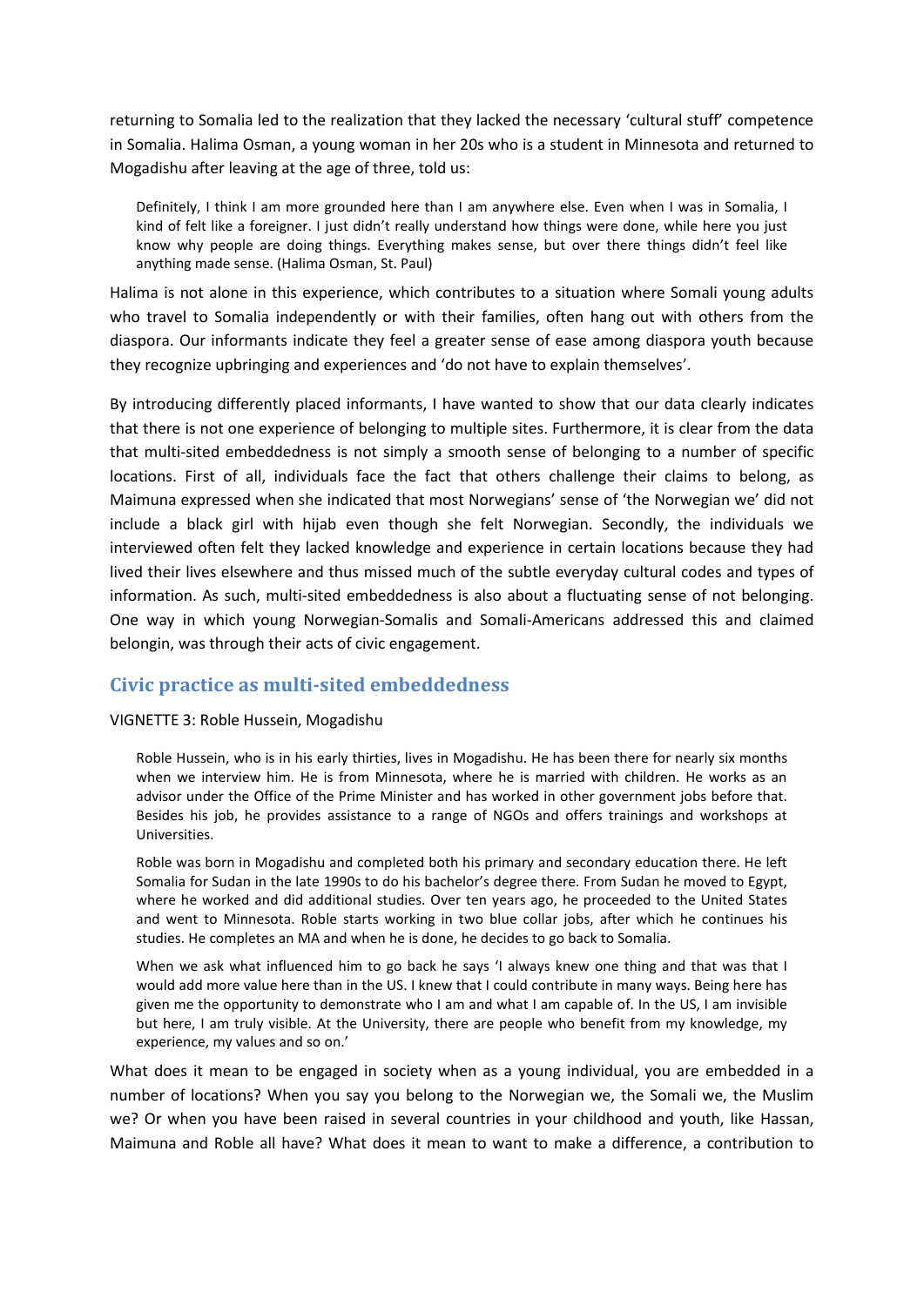returning to Somalia led to the realization that they lacked the necessary 'cultural stuff' competence in Somalia. Halima Osman, a young woman in her 20s who is a student in Minnesota and returned to Mogadishu after leaving at the age of three, told us:

> Definitely, I think I am more grounded here than I am anywhere else. Even when I was in Somalia, I kind of felt like a foreigner. I just didn't really understand how things were done, while here you just know why people are doing things. Everything makes sense, but over there things didn't feel like anything made sense. (Halima Osman, St. Paul)

Halima is not alone in this experience, which contributes to a situation where Somali young adults who travel to Somalia independently or with their families, often hang out with others from the diaspora. Our informants indicate they feel a greater sense of ease among diaspora youth because they recognize upbringing and experiences and 'do not have to explain themselves'.

By introducing differently placed informants, I have wanted to show that our data clearly indicates that there is not one experience of belonging to multiple sites. Furthermore, it is clear from the data that multi-sited embeddedness is not simply a smooth sense of belonging to a number of specific locations. First of all, individuals face the fact that others challenge their claims to belong, as Maimuna expressed when she indicated that most Norwegians' sense of 'the Norwegian we' did not include a black girl with hijab even though she felt Norwegian. Secondly, the individuals we interviewed often felt they lacked knowledge and experience in certain locations because they had lived their lives elsewhere and thus missed much of the subtle everyday cultural codes and types of information. As such, multi-sited embeddedness is also about a fluctuating sense of not belonging. One way in which young Norwegian-Somalis and Somali-Americans addressed this and claimed belongin, was through their acts of civic engagement.

## Civic practice as multi-sited embeddedness

VIGNETTE 3: Roble Hussein, Mogadishu

> Roble Hussein, who is in his early thirties, lives in Mogadishu. He has been there for nearly six months when we interview him. He is from Minnesota, where he is married with children. He works as an advisor under the Office of the Prime Minister and has worked in other government jobs before that. Besides his job, he provides assistance to a range of NGOs and offers trainings and workshops at Universities.
>
> Roble was born in Mogadishu and completed both his primary and secondary education there. He left Somalia for Sudan in the late 1990s to do his bachelor's degree there. From Sudan he moved to Egypt, where he worked and did additional studies. Over ten years ago, he proceeded to the United States and went to Minnesota. Roble starts working in two blue collar jobs, after which he continues his studies. He completes an MA and when he is done, he decides to go back to Somalia.
>
> When we ask what influenced him to go back he says 'I always knew one thing and that was that I would add more value here than in the US. I knew that I could contribute in many ways. Being here has given me the opportunity to demonstrate who I am and what I am capable of. In the US, I am invisible but here, I am truly visible. At the University, there are people who benefit from my knowledge, my experience, my values and so on.'

What does it mean to be engaged in society when as a young individual, you are embedded in a number of locations? When you say you belong to the Norwegian we, the Somali we, the Muslim we? Or when you have been raised in several countries in your childhood and youth, like Hassan, Maimuna and Roble all have? What does it mean to want to make a difference, a contribution to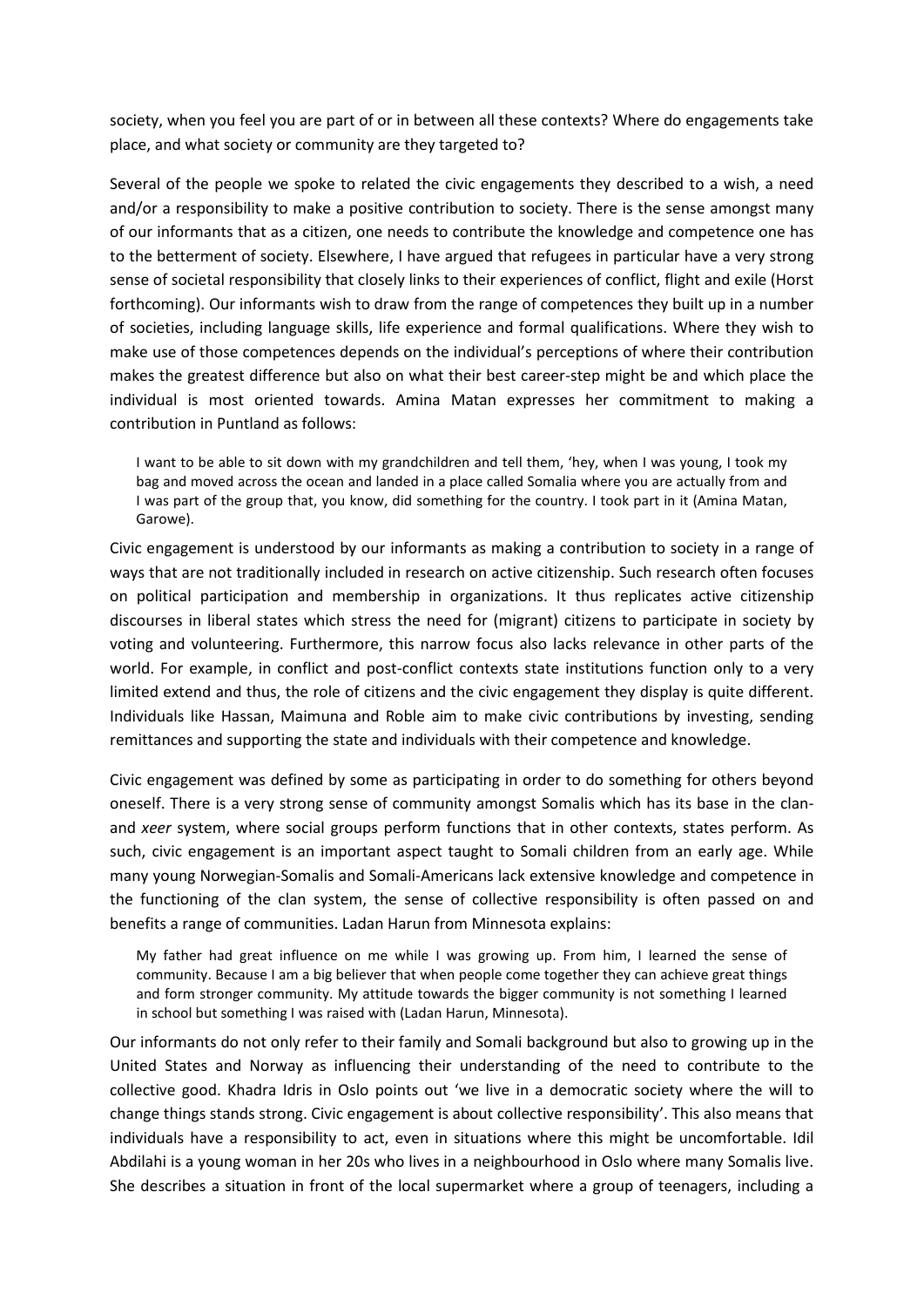society, when you feel you are part of or in between all these contexts? Where do engagements take place, and what society or community are they targeted to?

Several of the people we spoke to related the civic engagements they described to a wish, a need and/or a responsibility to make a positive contribution to society. There is the sense amongst many of our informants that as a citizen, one needs to contribute the knowledge and competence one has to the betterment of society. Elsewhere, I have argued that refugees in particular have a very strong sense of societal responsibility that closely links to their experiences of conflict, flight and exile (Horst forthcoming). Our informants wish to draw from the range of competences they built up in a number of societies, including language skills, life experience and formal qualifications. Where they wish to make use of those competences depends on the individual's perceptions of where their contribution makes the greatest difference but also on what their best career-step might be and which place the individual is most oriented towards. Amina Matan expresses her commitment to making a contribution in Puntland as follows:

> I want to be able to sit down with my grandchildren and tell them, 'hey, when I was young, I took my bag and moved across the ocean and landed in a place called Somalia where you are actually from and I was part of the group that, you know, did something for the country. I took part in it (Amina Matan, Garowe).

Civic engagement is understood by our informants as making a contribution to society in a range of ways that are not traditionally included in research on active citizenship. Such research often focuses on political participation and membership in organizations. It thus replicates active citizenship discourses in liberal states which stress the need for (migrant) citizens to participate in society by voting and volunteering. Furthermore, this narrow focus also lacks relevance in other parts of the world. For example, in conflict and post-conflict contexts state institutions function only to a very limited extend and thus, the role of citizens and the civic engagement they display is quite different. Individuals like Hassan, Maimuna and Roble aim to make civic contributions by investing, sending remittances and supporting the state and individuals with their competence and knowledge.

Civic engagement was defined by some as participating in order to do something for others beyond oneself. There is a very strong sense of community amongst Somalis which has its base in the clan- and *xeer* system, where social groups perform functions that in other contexts, states perform. As such, civic engagement is an important aspect taught to Somali children from an early age. While many young Norwegian-Somalis and Somali-Americans lack extensive knowledge and competence in the functioning of the clan system, the sense of collective responsibility is often passed on and benefits a range of communities. Ladan Harun from Minnesota explains:

> My father had great influence on me while I was growing up. From him, I learned the sense of community. Because I am a big believer that when people come together they can achieve great things and form stronger community. My attitude towards the bigger community is not something I learned in school but something I was raised with (Ladan Harun, Minnesota).

Our informants do not only refer to their family and Somali background but also to growing up in the United States and Norway as influencing their understanding of the need to contribute to the collective good. Khadra Idris in Oslo points out 'we live in a democratic society where the will to change things stands strong. Civic engagement is about collective responsibility'. This also means that individuals have a responsibility to act, even in situations where this might be uncomfortable. Idil Abdilahi is a young woman in her 20s who lives in a neighbourhood in Oslo where many Somalis live. She describes a situation in front of the local supermarket where a group of teenagers, including a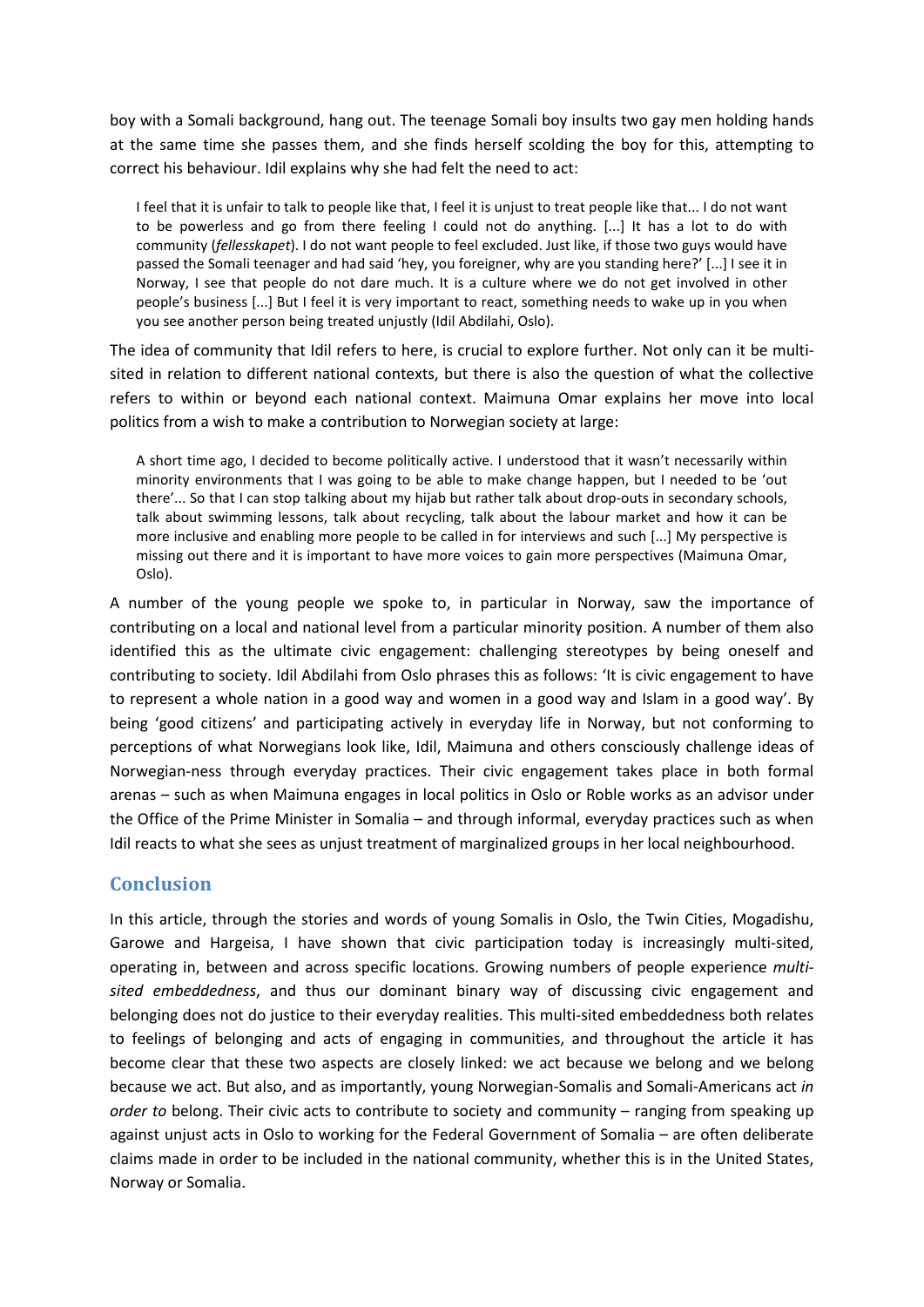boy with a Somali background, hang out. The teenage Somali boy insults two gay men holding hands at the same time she passes them, and she finds herself scolding the boy for this, attempting to correct his behaviour. Idil explains why she had felt the need to act:

> I feel that it is unfair to talk to people like that, I feel it is unjust to treat people like that... I do not want to be powerless and go from there feeling I could not do anything. [...] It has a lot to do with community (*fellesskapet*). I do not want people to feel excluded. Just like, if those two guys would have passed the Somali teenager and had said 'hey, you foreigner, why are you standing here?' [...] I see it in Norway, I see that people do not dare much. It is a culture where we do not get involved in other people's business [...] But I feel it is very important to react, something needs to wake up in you when you see another person being treated unjustly (Idil Abdilahi, Oslo).

The idea of community that Idil refers to here, is crucial to explore further. Not only can it be multi-sited in relation to different national contexts, but there is also the question of what the collective refers to within or beyond each national context. Maimuna Omar explains her move into local politics from a wish to make a contribution to Norwegian society at large:

> A short time ago, I decided to become politically active. I understood that it wasn't necessarily within minority environments that I was going to be able to make change happen, but I needed to be 'out there'... So that I can stop talking about my hijab but rather talk about drop-outs in secondary schools, talk about swimming lessons, talk about recycling, talk about the labour market and how it can be more inclusive and enabling more people to be called in for interviews and such [...] My perspective is missing out there and it is important to have more voices to gain more perspectives (Maimuna Omar, Oslo).

A number of the young people we spoke to, in particular in Norway, saw the importance of contributing on a local and national level from a particular minority position. A number of them also identified this as the ultimate civic engagement: challenging stereotypes by being oneself and contributing to society. Idil Abdilahi from Oslo phrases this as follows: 'It is civic engagement to have to represent a whole nation in a good way and women in a good way and Islam in a good way'. By being 'good citizens' and participating actively in everyday life in Norway, but not conforming to perceptions of what Norwegians look like, Idil, Maimuna and others consciously challenge ideas of Norwegian-ness through everyday practices. Their civic engagement takes place in both formal arenas – such as when Maimuna engages in local politics in Oslo or Roble works as an advisor under the Office of the Prime Minister in Somalia – and through informal, everyday practices such as when Idil reacts to what she sees as unjust treatment of marginalized groups in her local neighbourhood.

## Conclusion

In this article, through the stories and words of young Somalis in Oslo, the Twin Cities, Mogadishu, Garowe and Hargeisa, I have shown that civic participation today is increasingly multi-sited, operating in, between and across specific locations. Growing numbers of people experience *multi-sited embeddedness*, and thus our dominant binary way of discussing civic engagement and belonging does not do justice to their everyday realities. This multi-sited embeddedness both relates to feelings of belonging and acts of engaging in communities, and throughout the article it has become clear that these two aspects are closely linked: we act because we belong and we belong because we act. But also, and as importantly, young Norwegian-Somalis and Somali-Americans act *in order to* belong. Their civic acts to contribute to society and community – ranging from speaking up against unjust acts in Oslo to working for the Federal Government of Somalia – are often deliberate claims made in order to be included in the national community, whether this is in the United States, Norway or Somalia.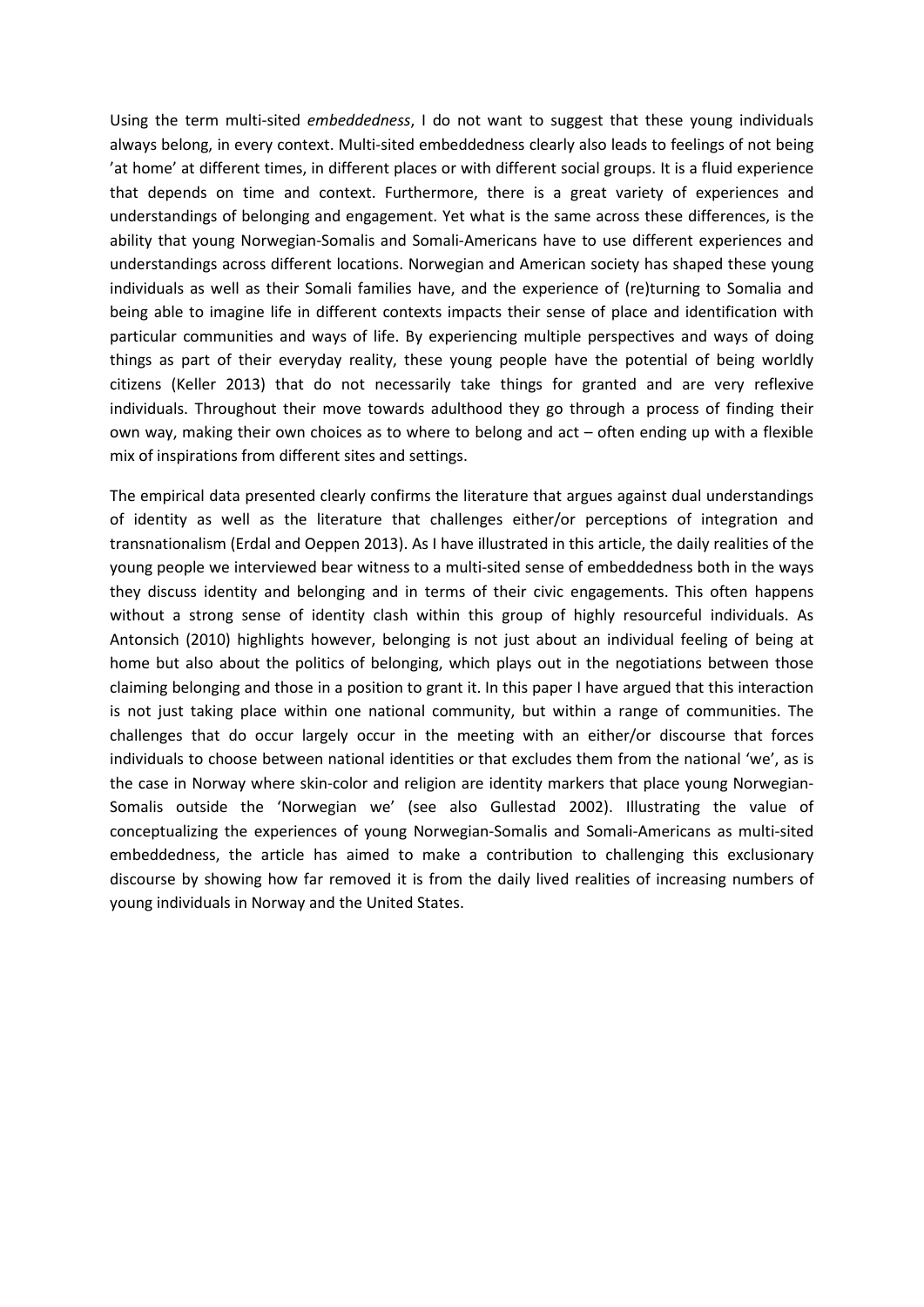Using the term multi-sited *embeddedness*, I do not want to suggest that these young individuals always belong, in every context. Multi-sited embeddedness clearly also leads to feelings of not being 'at home' at different times, in different places or with different social groups. It is a fluid experience that depends on time and context. Furthermore, there is a great variety of experiences and understandings of belonging and engagement. Yet what is the same across these differences, is the ability that young Norwegian-Somalis and Somali-Americans have to use different experiences and understandings across different locations. Norwegian and American society has shaped these young individuals as well as their Somali families have, and the experience of (re)turning to Somalia and being able to imagine life in different contexts impacts their sense of place and identification with particular communities and ways of life. By experiencing multiple perspectives and ways of doing things as part of their everyday reality, these young people have the potential of being worldly citizens (Keller 2013) that do not necessarily take things for granted and are very reflexive individuals. Throughout their move towards adulthood they go through a process of finding their own way, making their own choices as to where to belong and act – often ending up with a flexible mix of inspirations from different sites and settings.

The empirical data presented clearly confirms the literature that argues against dual understandings of identity as well as the literature that challenges either/or perceptions of integration and transnationalism (Erdal and Oeppen 2013). As I have illustrated in this article, the daily realities of the young people we interviewed bear witness to a multi-sited sense of embeddedness both in the ways they discuss identity and belonging and in terms of their civic engagements. This often happens without a strong sense of identity clash within this group of highly resourceful individuals. As Antonsich (2010) highlights however, belonging is not just about an individual feeling of being at home but also about the politics of belonging, which plays out in the negotiations between those claiming belonging and those in a position to grant it. In this paper I have argued that this interaction is not just taking place within one national community, but within a range of communities. The challenges that do occur largely occur in the meeting with an either/or discourse that forces individuals to choose between national identities or that excludes them from the national 'we', as is the case in Norway where skin-color and religion are identity markers that place young Norwegian-Somalis outside the 'Norwegian we' (see also Gullestad 2002). Illustrating the value of conceptualizing the experiences of young Norwegian-Somalis and Somali-Americans as multi-sited embeddedness, the article has aimed to make a contribution to challenging this exclusionary discourse by showing how far removed it is from the daily lived realities of increasing numbers of young individuals in Norway and the United States.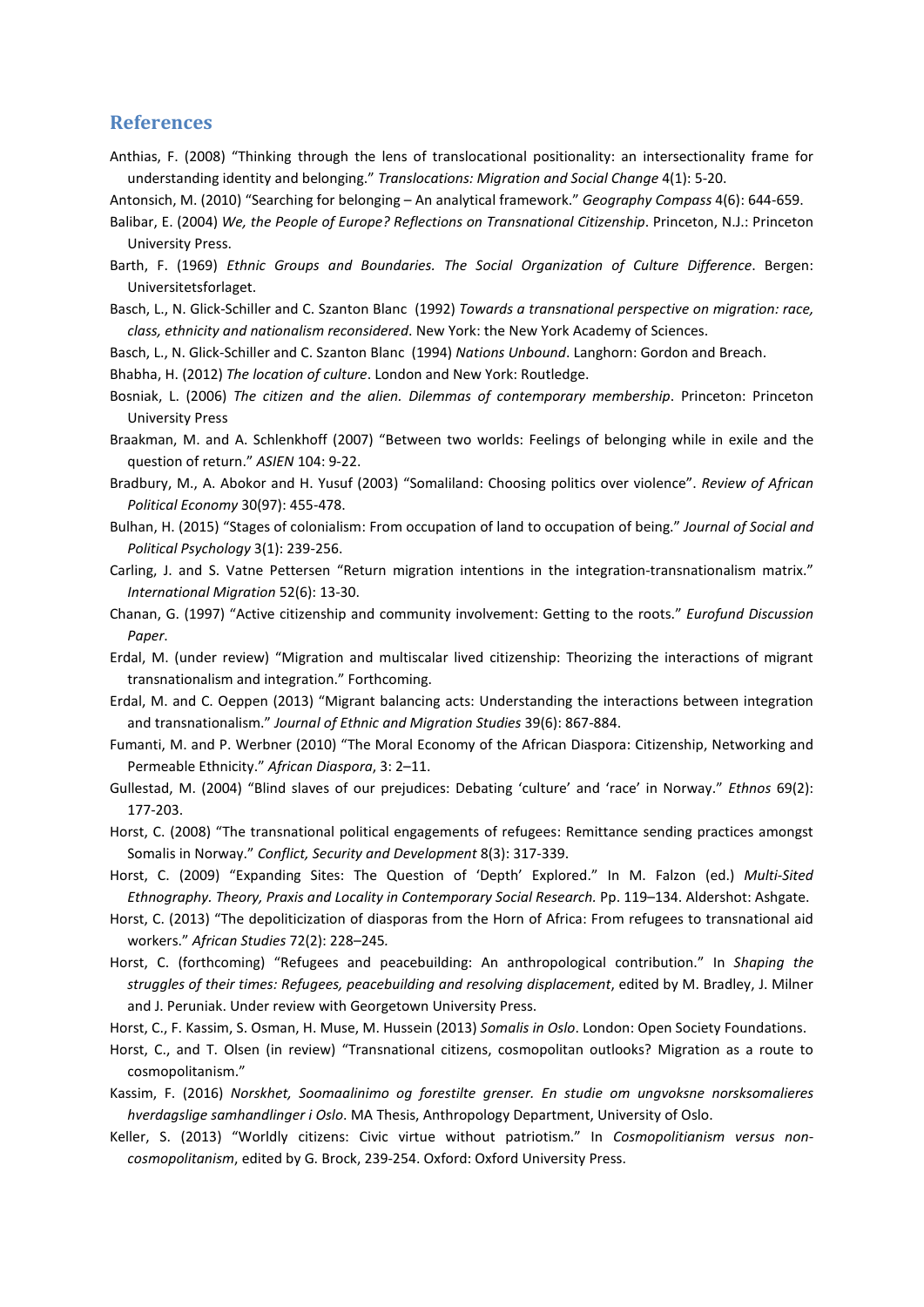## References

Anthias, F. (2008) "Thinking through the lens of translocational positionality: an intersectionality frame for understanding identity and belonging." *Translocations: Migration and Social Change* 4(1): 5-20.

Antonsich, M. (2010) "Searching for belonging – An analytical framework." *Geography Compass* 4(6): 644-659.

Balibar, E. (2004) *We, the People of Europe? Reflections on Transnational Citizenship*. Princeton, N.J.: Princeton University Press.

Barth, F. (1969) *Ethnic Groups and Boundaries. The Social Organization of Culture Difference*. Bergen: Universitetsforlaget.

Basch, L., N. Glick-Schiller and C. Szanton Blanc (1992) *Towards a transnational perspective on migration: race, class, ethnicity and nationalism reconsidered*. New York: the New York Academy of Sciences.

Basch, L., N. Glick-Schiller and C. Szanton Blanc (1994) *Nations Unbound*. Langhorn: Gordon and Breach.

Bhabha, H. (2012) *The location of culture*. London and New York: Routledge.

Bosniak, L. (2006) *The citizen and the alien. Dilemmas of contemporary membership*. Princeton: Princeton University Press

Braakman, M. and A. Schlenkhoff (2007) "Between two worlds: Feelings of belonging while in exile and the question of return." *ASIEN* 104: 9-22.

Bradbury, M., A. Abokor and H. Yusuf (2003) "Somaliland: Choosing politics over violence". *Review of African Political Economy* 30(97): 455-478.

Bulhan, H. (2015) "Stages of colonialism: From occupation of land to occupation of being." *Journal of Social and Political Psychology* 3(1): 239-256.

Carling, J. and S. Vatne Pettersen "Return migration intentions in the integration-transnationalism matrix." *International Migration* 52(6): 13-30.

Chanan, G. (1997) "Active citizenship and community involvement: Getting to the roots." *Eurofund Discussion Paper*.

Erdal, M. (under review) "Migration and multiscalar lived citizenship: Theorizing the interactions of migrant transnationalism and integration." Forthcoming.

Erdal, M. and C. Oeppen (2013) "Migrant balancing acts: Understanding the interactions between integration and transnationalism." *Journal of Ethnic and Migration Studies* 39(6): 867-884.

Fumanti, M. and P. Werbner (2010) "The Moral Economy of the African Diaspora: Citizenship, Networking and Permeable Ethnicity." *African Diaspora*, 3: 2–11.

Gullestad, M. (2004) "Blind slaves of our prejudices: Debating 'culture' and 'race' in Norway." *Ethnos* 69(2): 177-203.

Horst, C. (2008) "The transnational political engagements of refugees: Remittance sending practices amongst Somalis in Norway." *Conflict, Security and Development* 8(3): 317-339.

Horst, C. (2009) "Expanding Sites: The Question of 'Depth' Explored." In M. Falzon (ed.) *Multi-Sited Ethnography. Theory, Praxis and Locality in Contemporary Social Research.* Pp. 119–134. Aldershot: Ashgate.

Horst, C. (2013) "The depoliticization of diasporas from the Horn of Africa: From refugees to transnational aid workers." *African Studies* 72(2): 228–245*.*

Horst, C. (forthcoming) "Refugees and peacebuilding: An anthropological contribution." In *Shaping the struggles of their times: Refugees, peacebuilding and resolving displacement*, edited by M. Bradley, J. Milner and J. Peruniak. Under review with Georgetown University Press.

Horst, C., F. Kassim, S. Osman, H. Muse, M. Hussein (2013) *Somalis in Oslo*. London: Open Society Foundations.

Horst, C., and T. Olsen (in review) "Transnational citizens, cosmopolitan outlooks? Migration as a route to cosmopolitanism."

Kassim, F. (2016) *Norskhet, Soomaalinimo og forestilte grenser. En studie om ungvoksne norsksomalieres hverdagslige samhandlinger i Oslo*. MA Thesis, Anthropology Department, University of Oslo.

Keller, S. (2013) "Worldly citizens: Civic virtue without patriotism." In *Cosmopolitianism versus non-cosmopolitanism*, edited by G. Brock, 239-254. Oxford: Oxford University Press.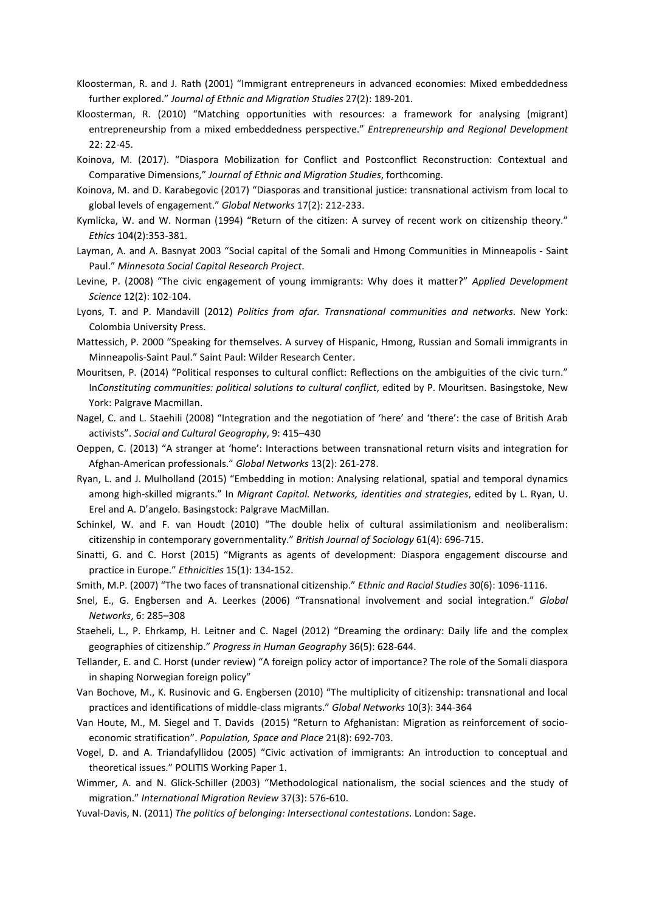Kloosterman, R. and J. Rath (2001) "Immigrant entrepreneurs in advanced economies: Mixed embeddedness further explored." *Journal of Ethnic and Migration Studies* 27(2): 189-201.

Kloosterman, R. (2010) "Matching opportunities with resources: a framework for analysing (migrant) entrepreneurship from a mixed embeddedness perspective." *Entrepreneurship and Regional Development* 22: 22-45.

Koinova, M. (2017). "Diaspora Mobilization for Conflict and Postconflict Reconstruction: Contextual and Comparative Dimensions," *Journal of Ethnic and Migration Studies*, forthcoming.

Koinova, M. and D. Karabegovic (2017) "Diasporas and transitional justice: transnational activism from local to global levels of engagement." *Global Networks* 17(2): 212-233.

Kymlicka, W. and W. Norman (1994) "Return of the citizen: A survey of recent work on citizenship theory." *Ethics* 104(2):353-381.

Layman, A. and A. Basnyat 2003 "Social capital of the Somali and Hmong Communities in Minneapolis - Saint Paul." *Minnesota Social Capital Research Project*.

Levine, P. (2008) "The civic engagement of young immigrants: Why does it matter?" *Applied Development Science* 12(2): 102-104.

Lyons, T. and P. Mandavill (2012) *Politics from afar. Transnational communities and networks*. New York: Colombia University Press.

Mattessich, P. 2000 "Speaking for themselves. A survey of Hispanic, Hmong, Russian and Somali immigrants in Minneapolis-Saint Paul." Saint Paul: Wilder Research Center.

Mouritsen, P. (2014) "Political responses to cultural conflict: Reflections on the ambiguities of the civic turn." In*Constituting communities: political solutions to cultural conflict*, edited by P. Mouritsen. Basingstoke, New York: Palgrave Macmillan.

Nagel, C. and L. Staehili (2008) "Integration and the negotiation of 'here' and 'there': the case of British Arab activists". *Social and Cultural Geography*, 9: 415–430

Oeppen, C. (2013) "A stranger at 'home': Interactions between transnational return visits and integration for Afghan-American professionals." *Global Networks* 13(2): 261-278.

Ryan, L. and J. Mulholland (2015) "Embedding in motion: Analysing relational, spatial and temporal dynamics among high-skilled migrants." In *Migrant Capital. Networks, identities and strategies*, edited by L. Ryan, U. Erel and A. D'angelo. Basingstock: Palgrave MacMillan.

Schinkel, W. and F. van Houdt (2010) "The double helix of cultural assimilationism and neoliberalism: citizenship in contemporary governmentality." *British Journal of Sociology* 61(4): 696-715.

Sinatti, G. and C. Horst (2015) "Migrants as agents of development: Diaspora engagement discourse and practice in Europe." *Ethnicities* 15(1): 134-152.

Smith, M.P. (2007) "The two faces of transnational citizenship." *Ethnic and Racial Studies* 30(6): 1096-1116.

Snel, E., G. Engbersen and A. Leerkes (2006) "Transnational involvement and social integration." *Global Networks*, 6: 285–308

Staeheli, L., P. Ehrkamp, H. Leitner and C. Nagel (2012) "Dreaming the ordinary: Daily life and the complex geographies of citizenship." *Progress in Human Geography* 36(5): 628-644.

Tellander, E. and C. Horst (under review) "A foreign policy actor of importance? The role of the Somali diaspora in shaping Norwegian foreign policy"

Van Bochove, M., K. Rusinovic and G. Engbersen (2010) "The multiplicity of citizenship: transnational and local practices and identifications of middle-class migrants." *Global Networks* 10(3): 344-364

Van Houte, M., M. Siegel and T. Davids (2015) "Return to Afghanistan: Migration as reinforcement of socio-economic stratification". *Population, Space and Place* 21(8): 692-703.

Vogel, D. and A. Triandafyllidou (2005) "Civic activation of immigrants: An introduction to conceptual and theoretical issues." POLITIS Working Paper 1.

Wimmer, A. and N. Glick-Schiller (2003) "Methodological nationalism, the social sciences and the study of migration." *International Migration Review* 37(3): 576-610.

Yuval-Davis, N. (2011) *The politics of belonging: Intersectional contestations*. London: Sage.